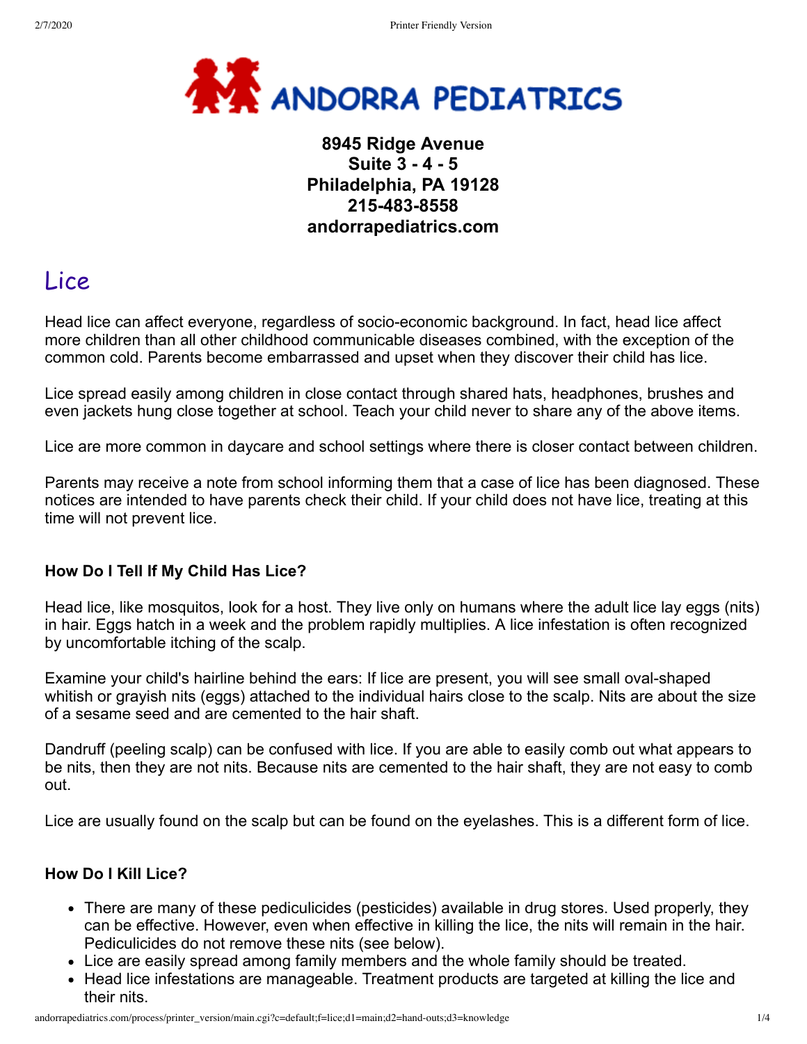# ANDORRA PEDIATRICS

**8945 Ridge Avenue**
**Suite 3 - 4 - 5**
**Philadelphia, PA 19128**
**215-483-8558**
**andorrapediatrics.com**

## Lice

Head lice can affect everyone, regardless of socio-economic background. In fact, head lice affect more children than all other childhood communicable diseases combined, with the exception of the common cold. Parents become embarrassed and upset when they discover their child has lice.

Lice spread easily among children in close contact through shared hats, headphones, brushes and even jackets hung close together at school. Teach your child never to share any of the above items.

Lice are more common in daycare and school settings where there is closer contact between children.

Parents may receive a note from school informing them that a case of lice has been diagnosed. These notices are intended to have parents check their child. If your child does not have lice, treating at this time will not prevent lice.

### How Do I Tell If My Child Has Lice?

Head lice, like mosquitos, look for a host. They live only on humans where the adult lice lay eggs (nits) in hair. Eggs hatch in a week and the problem rapidly multiplies. A lice infestation is often recognized by uncomfortable itching of the scalp.

Examine your child's hairline behind the ears: If lice are present, you will see small oval-shaped whitish or grayish nits (eggs) attached to the individual hairs close to the scalp. Nits are about the size of a sesame seed and are cemented to the hair shaft.

Dandruff (peeling scalp) can be confused with lice. If you are able to easily comb out what appears to be nits, then they are not nits. Because nits are cemented to the hair shaft, they are not easy to comb out.

Lice are usually found on the scalp but can be found on the eyelashes. This is a different form of lice.

### How Do I Kill Lice?

- There are many of these pediculicides (pesticides) available in drug stores. Used properly, they can be effective. However, even when effective in killing the lice, the nits will remain in the hair. Pediculicides do not remove these nits (see below).
- Lice are easily spread among family members and the whole family should be treated.
- Head lice infestations are manageable. Treatment products are targeted at killing the lice and their nits.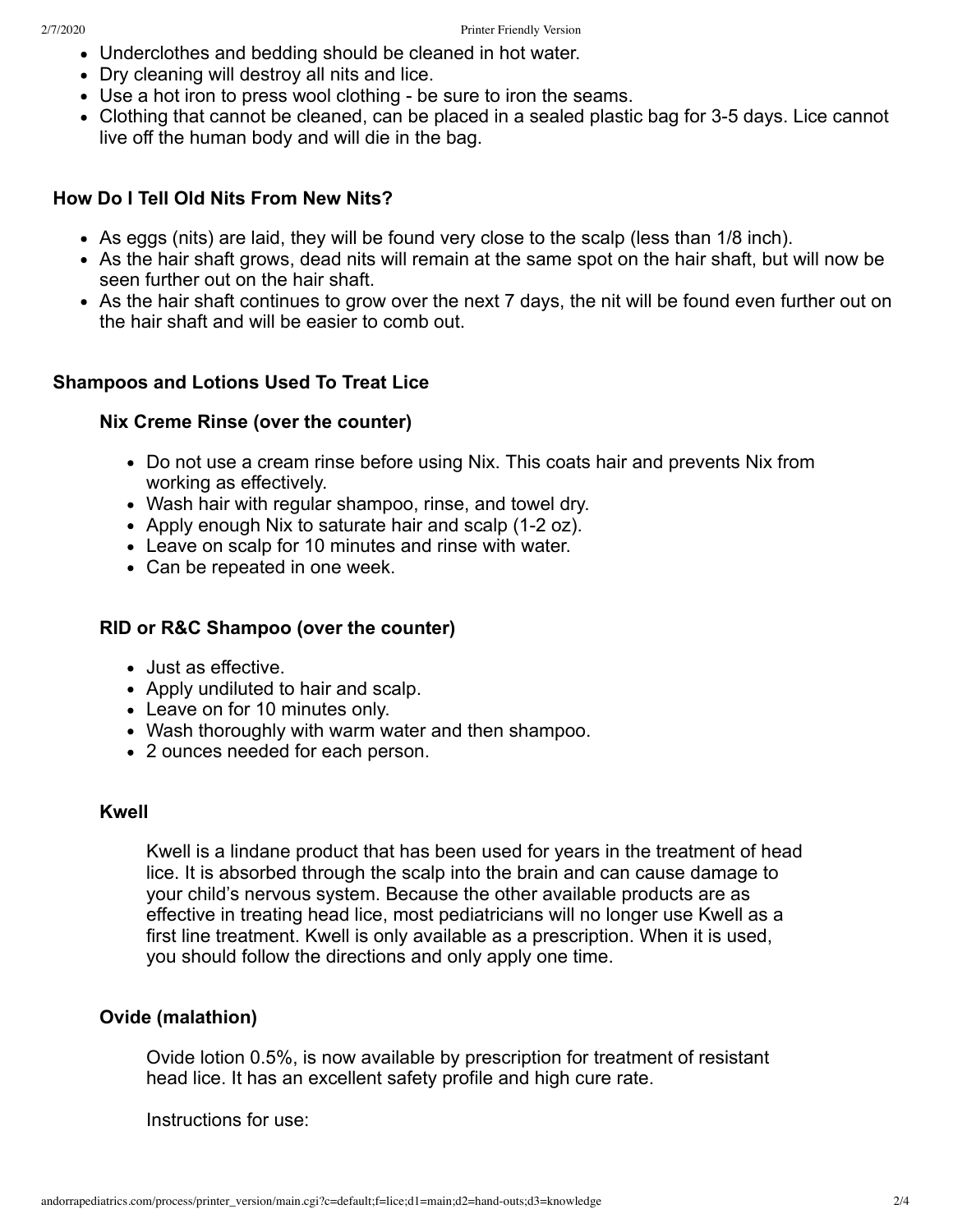- Underclothes and bedding should be cleaned in hot water.
- Dry cleaning will destroy all nits and lice.
- Use a hot iron to press wool clothing - be sure to iron the seams.
- Clothing that cannot be cleaned, can be placed in a sealed plastic bag for 3-5 days. Lice cannot live off the human body and will die in the bag.

### How Do I Tell Old Nits From New Nits?

- As eggs (nits) are laid, they will be found very close to the scalp (less than 1/8 inch).
- As the hair shaft grows, dead nits will remain at the same spot on the hair shaft, but will now be seen further out on the hair shaft.
- As the hair shaft continues to grow over the next 7 days, the nit will be found even further out on the hair shaft and will be easier to comb out.

### Shampoos and Lotions Used To Treat Lice

#### Nix Creme Rinse (over the counter)

- Do not use a cream rinse before using Nix. This coats hair and prevents Nix from working as effectively.
- Wash hair with regular shampoo, rinse, and towel dry.
- Apply enough Nix to saturate hair and scalp (1-2 oz).
- Leave on scalp for 10 minutes and rinse with water.
- Can be repeated in one week.

#### RID or R&C Shampoo (over the counter)

- Just as effective.
- Apply undiluted to hair and scalp.
- Leave on for 10 minutes only.
- Wash thoroughly with warm water and then shampoo.
- 2 ounces needed for each person.

#### Kwell

Kwell is a lindane product that has been used for years in the treatment of head lice. It is absorbed through the scalp into the brain and can cause damage to your child's nervous system. Because the other available products are as effective in treating head lice, most pediatricians will no longer use Kwell as a first line treatment. Kwell is only available as a prescription. When it is used, you should follow the directions and only apply one time.

#### Ovide (malathion)

Ovide lotion 0.5%, is now available by prescription for treatment of resistant head lice. It has an excellent safety profile and high cure rate.

Instructions for use: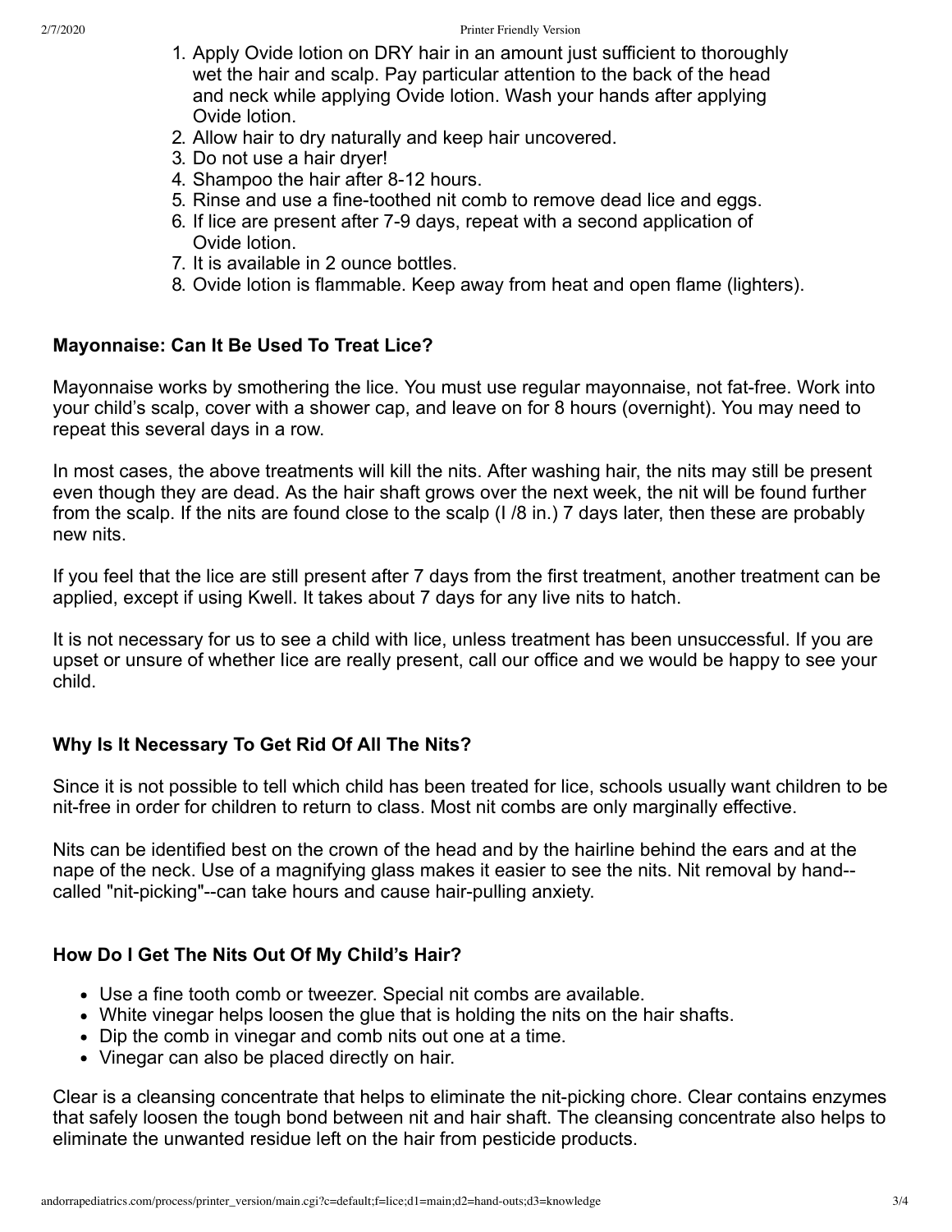1. Apply Ovide lotion on DRY hair in an amount just sufficient to thoroughly wet the hair and scalp. Pay particular attention to the back of the head and neck while applying Ovide lotion. Wash your hands after applying Ovide lotion.
2. Allow hair to dry naturally and keep hair uncovered.
3. Do not use a hair dryer!
4. Shampoo the hair after 8-12 hours.
5. Rinse and use a fine-toothed nit comb to remove dead lice and eggs.
6. If lice are present after 7-9 days, repeat with a second application of Ovide lotion.
7. It is available in 2 ounce bottles.
8. Ovide lotion is flammable. Keep away from heat and open flame (lighters).

### Mayonnaise: Can It Be Used To Treat Lice?

Mayonnaise works by smothering the lice. You must use regular mayonnaise, not fat-free. Work into your child's scalp, cover with a shower cap, and leave on for 8 hours (overnight). You may need to repeat this several days in a row.

In most cases, the above treatments will kill the nits. After washing hair, the nits may still be present even though they are dead. As the hair shaft grows over the next week, the nit will be found further from the scalp. If the nits are found close to the scalp (I /8 in.) 7 days later, then these are probably new nits.

If you feel that the lice are still present after 7 days from the first treatment, another treatment can be applied, except if using Kwell. It takes about 7 days for any live nits to hatch.

It is not necessary for us to see a child with lice, unless treatment has been unsuccessful. If you are upset or unsure of whether lice are really present, call our office and we would be happy to see your child.

### Why Is It Necessary To Get Rid Of All The Nits?

Since it is not possible to tell which child has been treated for lice, schools usually want children to be nit-free in order for children to return to class. Most nit combs are only marginally effective.

Nits can be identified best on the crown of the head and by the hairline behind the ears and at the nape of the neck. Use of a magnifying glass makes it easier to see the nits. Nit removal by hand--called "nit-picking"--can take hours and cause hair-pulling anxiety.

### How Do I Get The Nits Out Of My Child's Hair?

- Use a fine tooth comb or tweezer. Special nit combs are available.
- White vinegar helps loosen the glue that is holding the nits on the hair shafts.
- Dip the comb in vinegar and comb nits out one at a time.
- Vinegar can also be placed directly on hair.

Clear is a cleansing concentrate that helps to eliminate the nit-picking chore. Clear contains enzymes that safely loosen the tough bond between nit and hair shaft. The cleansing concentrate also helps to eliminate the unwanted residue left on the hair from pesticide products.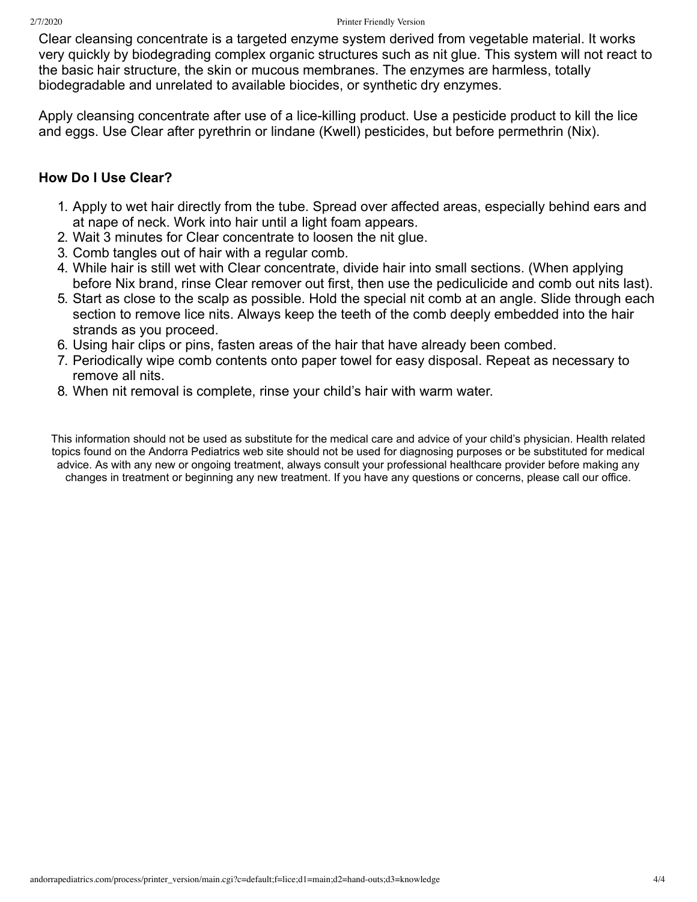Clear cleansing concentrate is a targeted enzyme system derived from vegetable material. It works very quickly by biodegrading complex organic structures such as nit glue. This system will not react to the basic hair structure, the skin or mucous membranes. The enzymes are harmless, totally biodegradable and unrelated to available biocides, or synthetic dry enzymes.

Apply cleansing concentrate after use of a lice-killing product. Use a pesticide product to kill the lice and eggs. Use Clear after pyrethrin or lindane (Kwell) pesticides, but before permethrin (Nix).

### How Do I Use Clear?

1. Apply to wet hair directly from the tube. Spread over affected areas, especially behind ears and at nape of neck. Work into hair until a light foam appears.
2. Wait 3 minutes for Clear concentrate to loosen the nit glue.
3. Comb tangles out of hair with a regular comb.
4. While hair is still wet with Clear concentrate, divide hair into small sections. (When applying before Nix brand, rinse Clear remover out first, then use the pediculicide and comb out nits last).
5. Start as close to the scalp as possible. Hold the special nit comb at an angle. Slide through each section to remove lice nits. Always keep the teeth of the comb deeply embedded into the hair strands as you proceed.
6. Using hair clips or pins, fasten areas of the hair that have already been combed.
7. Periodically wipe comb contents onto paper towel for easy disposal. Repeat as necessary to remove all nits.
8. When nit removal is complete, rinse your child's hair with warm water.

This information should not be used as substitute for the medical care and advice of your child's physician. Health related topics found on the Andorra Pediatrics web site should not be used for diagnosing purposes or be substituted for medical advice. As with any new or ongoing treatment, always consult your professional healthcare provider before making any changes in treatment or beginning any new treatment. If you have any questions or concerns, please call our office.